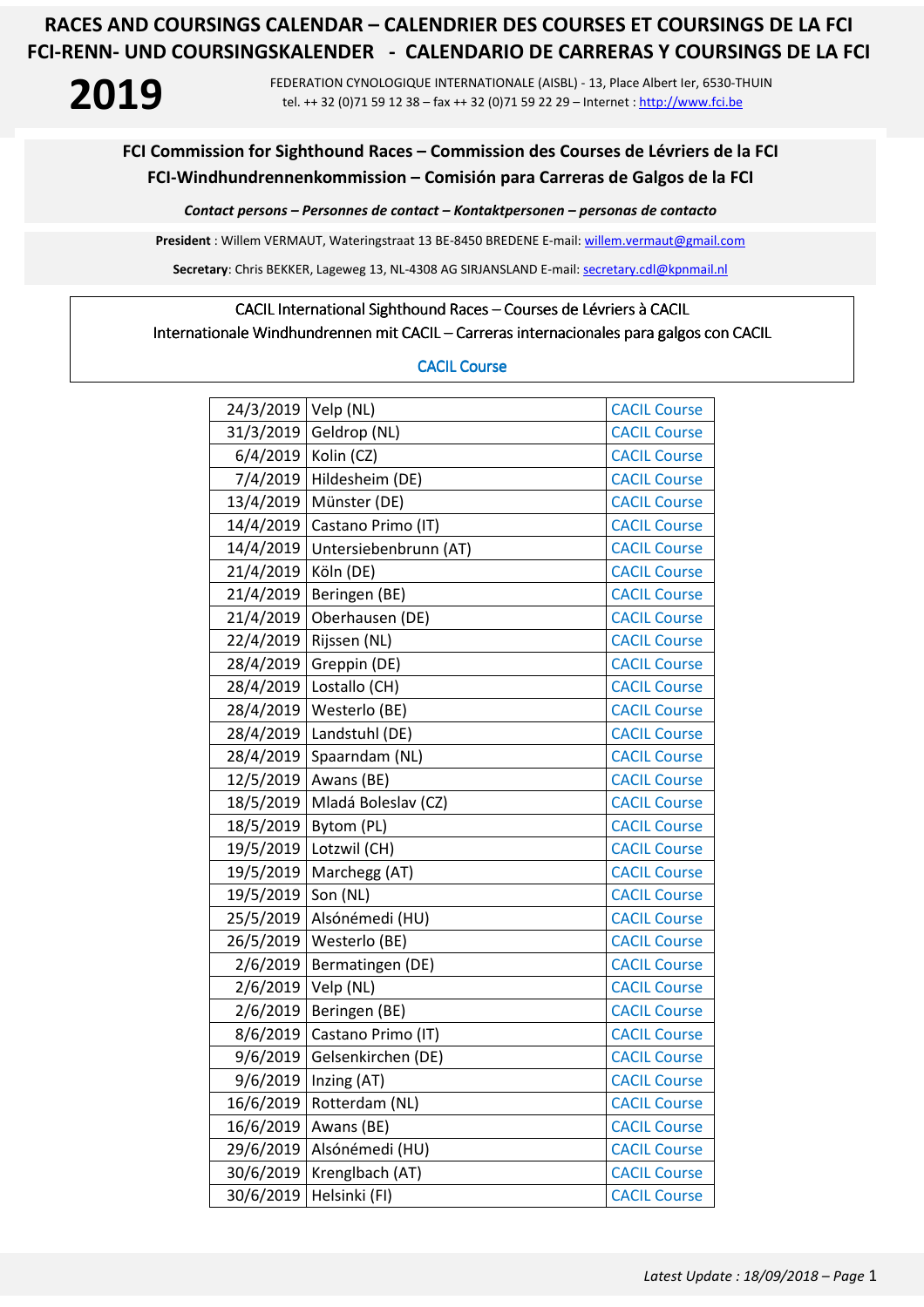# RACES AND COURSINGS CALENDAR – CALENDRIER DES COURSES ET COURSINGS DE LA FCI
# FCI-RENN- UND COURSINGSKALENDER - CALENDARIO DE CARRERAS Y COURSINGS DE LA FCI

# 2019

FEDERATION CYNOLOGIQUE INTERNATIONALE (AISBL) - 13, Place Albert Ier, 6530-THUIN
tel. ++ 32 (0)71 59 12 38 – fax ++ 32 (0)71 59 22 29 – Internet : http://www.fci.be

## FCI Commission for Sighthound Races – Commission des Courses de Lévriers de la FCI
## FCI-Windhundrennenkommission – Comisión para Carreras de Galgos de la FCI

***Contact persons – Personnes de contact – Kontaktpersonen – personas de contacto***

**President** : Willem VERMAUT, Wateringstraat 13 BE-8450 BREDENE E-mail: willem.vermaut@gmail.com

**Secretary**: Chris BEKKER, Lageweg 13, NL-4308 AG SIRJANSLAND E-mail: secretary.cdl@kpnmail.nl

CACIL International Sighthound Races – Courses de Lévriers à CACIL
Internationale Windhundrennen mit CACIL – Carreras internacionales para galgos con CACIL

CACIL Course

| Date | Place | Type |
|---|---|---|
| 24/3/2019 | Velp (NL) | CACIL Course |
| 31/3/2019 | Geldrop (NL) | CACIL Course |
| 6/4/2019 | Kolin (CZ) | CACIL Course |
| 7/4/2019 | Hildesheim (DE) | CACIL Course |
| 13/4/2019 | Münster (DE) | CACIL Course |
| 14/4/2019 | Castano Primo (IT) | CACIL Course |
| 14/4/2019 | Untersiebenbrunn (AT) | CACIL Course |
| 21/4/2019 | Köln (DE) | CACIL Course |
| 21/4/2019 | Beringen (BE) | CACIL Course |
| 21/4/2019 | Oberhausen (DE) | CACIL Course |
| 22/4/2019 | Rijssen (NL) | CACIL Course |
| 28/4/2019 | Greppin (DE) | CACIL Course |
| 28/4/2019 | Lostallo (CH) | CACIL Course |
| 28/4/2019 | Westerlo (BE) | CACIL Course |
| 28/4/2019 | Landstuhl (DE) | CACIL Course |
| 28/4/2019 | Spaarndam (NL) | CACIL Course |
| 12/5/2019 | Awans (BE) | CACIL Course |
| 18/5/2019 | Mladá Boleslav (CZ) | CACIL Course |
| 18/5/2019 | Bytom (PL) | CACIL Course |
| 19/5/2019 | Lotzwil (CH) | CACIL Course |
| 19/5/2019 | Marchegg (AT) | CACIL Course |
| 19/5/2019 | Son (NL) | CACIL Course |
| 25/5/2019 | Alsónémedi (HU) | CACIL Course |
| 26/5/2019 | Westerlo (BE) | CACIL Course |
| 2/6/2019 | Bermatingen (DE) | CACIL Course |
| 2/6/2019 | Velp (NL) | CACIL Course |
| 2/6/2019 | Beringen (BE) | CACIL Course |
| 8/6/2019 | Castano Primo (IT) | CACIL Course |
| 9/6/2019 | Gelsenkirchen (DE) | CACIL Course |
| 9/6/2019 | Inzing (AT) | CACIL Course |
| 16/6/2019 | Rotterdam (NL) | CACIL Course |
| 16/6/2019 | Awans (BE) | CACIL Course |
| 29/6/2019 | Alsónémedi (HU) | CACIL Course |
| 30/6/2019 | Krenglbach (AT) | CACIL Course |
| 30/6/2019 | Helsinki (FI) | CACIL Course |

*Latest Update : 18/09/2018*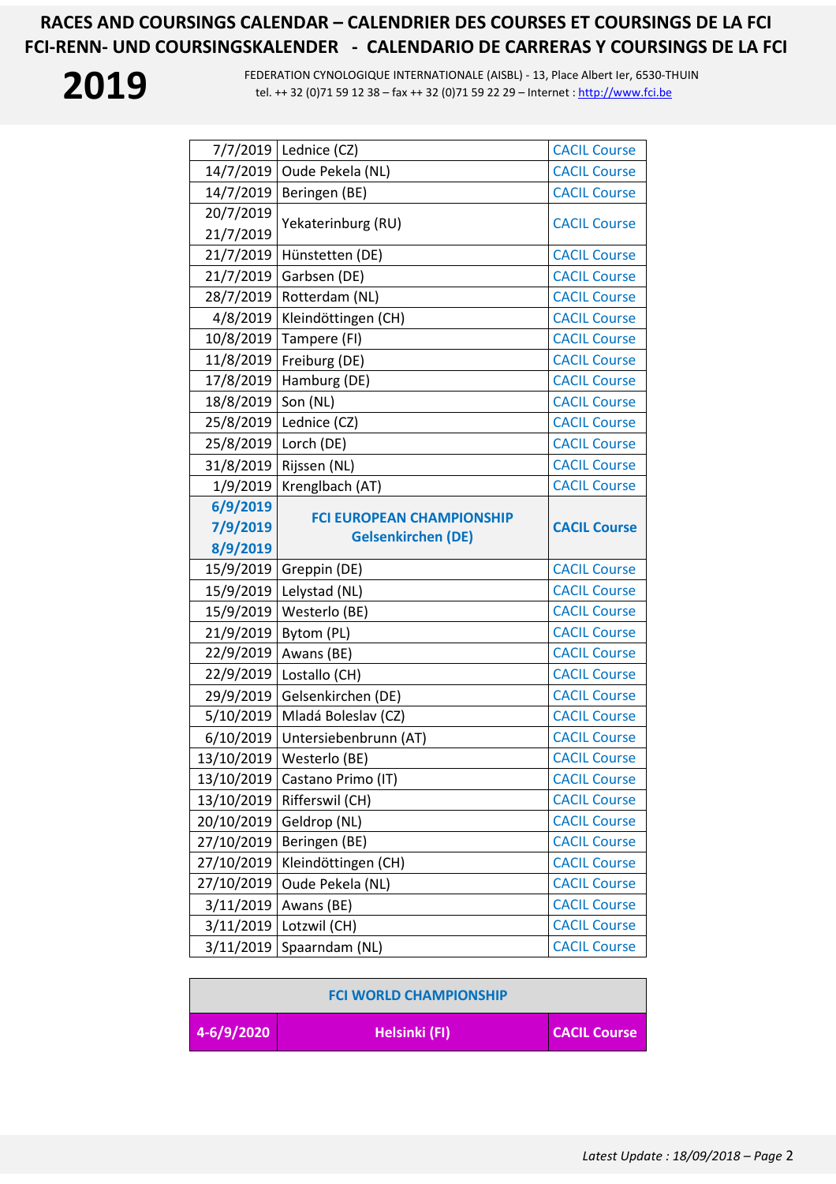# RACES AND COURSINGS CALENDAR – CALENDRIER DES COURSES ET COURSINGS DE LA FCI
# FCI-RENN- UND COURSINGSKALENDER - CALENDARIO DE CARRERAS Y COURSINGS DE LA FCI

**2019**

FEDERATION CYNOLOGIQUE INTERNATIONALE (AISBL) - 13, Place Albert Ier, 6530-THUIN
tel. ++ 32 (0)71 59 12 38 – fax ++ 32 (0)71 59 22 29 – Internet : http://www.fci.be

| Date | Place | Type |
|---|---|---|
| 7/7/2019 | Lednice (CZ) | CACIL Course |
| 14/7/2019 | Oude Pekela (NL) | CACIL Course |
| 14/7/2019 | Beringen (BE) | CACIL Course |
| 20/7/2019 21/7/2019 | Yekaterinburg (RU) | CACIL Course |
| 21/7/2019 | Hünstetten (DE) | CACIL Course |
| 21/7/2019 | Garbsen (DE) | CACIL Course |
| 28/7/2019 | Rotterdam (NL) | CACIL Course |
| 4/8/2019 | Kleindöttingen (CH) | CACIL Course |
| 10/8/2019 | Tampere (FI) | CACIL Course |
| 11/8/2019 | Freiburg (DE) | CACIL Course |
| 17/8/2019 | Hamburg (DE) | CACIL Course |
| 18/8/2019 | Son (NL) | CACIL Course |
| 25/8/2019 | Lednice (CZ) | CACIL Course |
| 25/8/2019 | Lorch (DE) | CACIL Course |
| 31/8/2019 | Rijssen (NL) | CACIL Course |
| 1/9/2019 | Krenglbach (AT) | CACIL Course |
| **6/9/2019 7/9/2019 8/9/2019** | **FCI EUROPEAN CHAMPIONSHIP Gelsenkirchen (DE)** | **CACIL Course** |
| 15/9/2019 | Greppin (DE) | CACIL Course |
| 15/9/2019 | Lelystad (NL) | CACIL Course |
| 15/9/2019 | Westerlo (BE) | CACIL Course |
| 21/9/2019 | Bytom (PL) | CACIL Course |
| 22/9/2019 | Awans (BE) | CACIL Course |
| 22/9/2019 | Lostallo (CH) | CACIL Course |
| 29/9/2019 | Gelsenkirchen (DE) | CACIL Course |
| 5/10/2019 | Mladá Boleslav (CZ) | CACIL Course |
| 6/10/2019 | Untersiebenbrunn (AT) | CACIL Course |
| 13/10/2019 | Westerlo (BE) | CACIL Course |
| 13/10/2019 | Castano Primo (IT) | CACIL Course |
| 13/10/2019 | Rifferswil (CH) | CACIL Course |
| 20/10/2019 | Geldrop (NL) | CACIL Course |
| 27/10/2019 | Beringen (BE) | CACIL Course |
| 27/10/2019 | Kleindöttingen (CH) | CACIL Course |
| 27/10/2019 | Oude Pekela (NL) | CACIL Course |
| 3/11/2019 | Awans (BE) | CACIL Course |
| 3/11/2019 | Lotzwil (CH) | CACIL Course |
| 3/11/2019 | Spaarndam (NL) | CACIL Course |

| FCI WORLD CHAMPIONSHIP | | |
|---|---|---|
| **4-6/9/2020** | **Helsinki (FI)** | **CACIL Course** |

*Latest Update : 18/09/2018*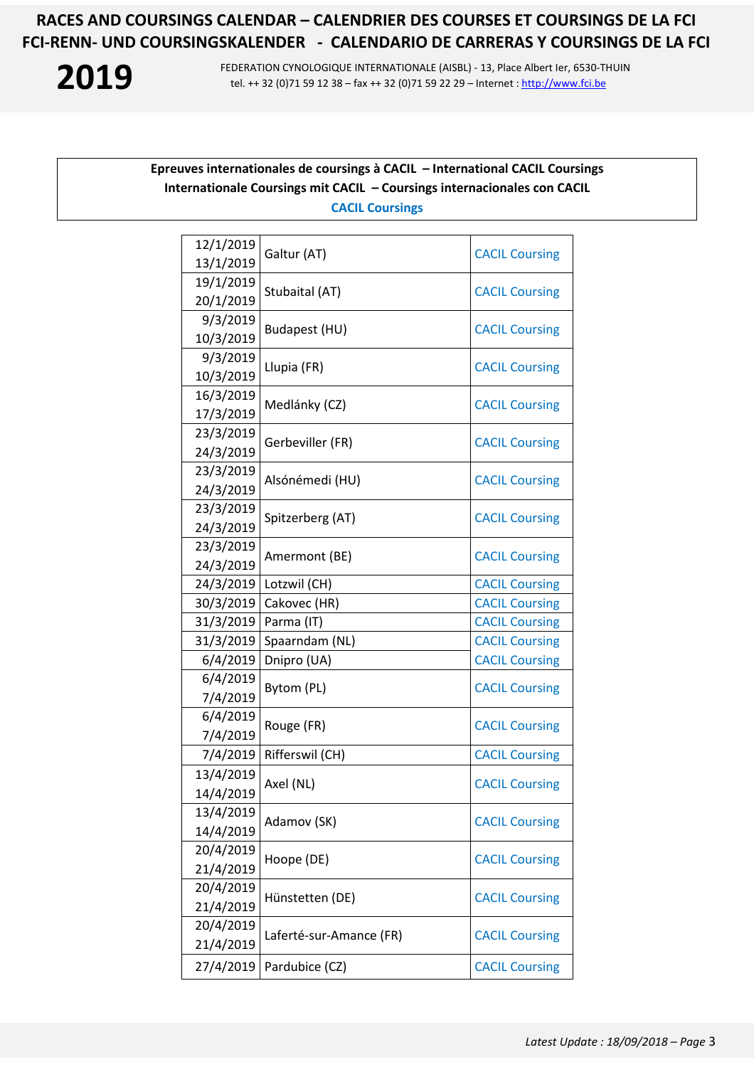# RACES AND COURSINGS CALENDAR – CALENDRIER DES COURSES ET COURSINGS DE LA FCI
# FCI-RENN- UND COURSINGSKALENDER - CALENDARIO DE CARRERAS Y COURSINGS DE LA FCI

**2019**

FEDERATION CYNOLOGIQUE INTERNATIONALE (AISBL) - 13, Place Albert Ier, 6530-THUIN
tel. ++ 32 (0)71 59 12 38 – fax ++ 32 (0)71 59 22 29 – Internet : http://www.fci.be

**Epreuves internationales de coursings à CACIL – International CACIL Coursings**
**Internationale Coursings mit CACIL – Coursings internacionales con CACIL**
**CACIL Coursings**

| Date | Place | Type |
|---|---|---|
| 12/1/2019 13/1/2019 | Galtur (AT) | CACIL Coursing |
| 19/1/2019 20/1/2019 | Stubaital (AT) | CACIL Coursing |
| 9/3/2019 10/3/2019 | Budapest (HU) | CACIL Coursing |
| 9/3/2019 10/3/2019 | Llupia (FR) | CACIL Coursing |
| 16/3/2019 17/3/2019 | Medlánky (CZ) | CACIL Coursing |
| 23/3/2019 24/3/2019 | Gerbeviller (FR) | CACIL Coursing |
| 23/3/2019 24/3/2019 | Alsónémedi (HU) | CACIL Coursing |
| 23/3/2019 24/3/2019 | Spitzerberg (AT) | CACIL Coursing |
| 23/3/2019 24/3/2019 | Amermont (BE) | CACIL Coursing |
| 24/3/2019 | Lotzwil (CH) | CACIL Coursing |
| 30/3/2019 | Cakovec (HR) | CACIL Coursing |
| 31/3/2019 | Parma (IT) | CACIL Coursing |
| 31/3/2019 | Spaarndam (NL) | CACIL Coursing |
| 6/4/2019 | Dnipro (UA) | CACIL Coursing |
| 6/4/2019 7/4/2019 | Bytom (PL) | CACIL Coursing |
| 6/4/2019 7/4/2019 | Rouge (FR) | CACIL Coursing |
| 7/4/2019 | Rifferswil (CH) | CACIL Coursing |
| 13/4/2019 14/4/2019 | Axel (NL) | CACIL Coursing |
| 13/4/2019 14/4/2019 | Adamov (SK) | CACIL Coursing |
| 20/4/2019 21/4/2019 | Hoope (DE) | CACIL Coursing |
| 20/4/2019 21/4/2019 | Hünstetten (DE) | CACIL Coursing |
| 20/4/2019 21/4/2019 | Laferté-sur-Amance (FR) | CACIL Coursing |
| 27/4/2019 | Pardubice (CZ) | CACIL Coursing |

*Latest Update : 18/09/2018*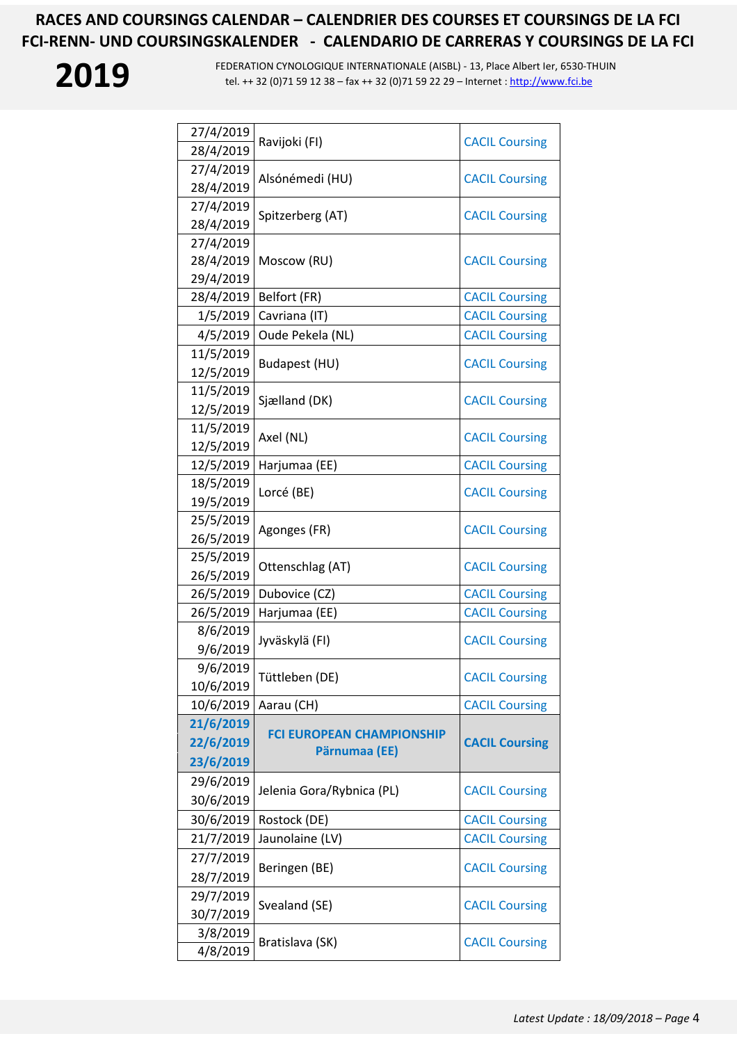# RACES AND COURSINGS CALENDAR – CALENDRIER DES COURSES ET COURSINGS DE LA FCI
# FCI-RENN- UND COURSINGSKALENDER - CALENDARIO DE CARRERAS Y COURSINGS DE LA FCI

**2019**

FEDERATION CYNOLOGIQUE INTERNATIONALE (AISBL) - 13, Place Albert Ier, 6530-THUIN
tel. ++ 32 (0)71 59 12 38 – fax ++ 32 (0)71 59 22 29 – Internet : http://www.fci.be

| Date | Place | Type |
|---|---|---|
| 27/4/2019<br>28/4/2019 | Ravijoki (FI) | CACIL Coursing |
| 27/4/2019<br>28/4/2019 | Alsónémedi (HU) | CACIL Coursing |
| 27/4/2019<br>28/4/2019 | Spitzerberg (AT) | CACIL Coursing |
| 27/4/2019<br>28/4/2019<br>29/4/2019 | Moscow (RU) | CACIL Coursing |
| 28/4/2019 | Belfort (FR) | CACIL Coursing |
| 1/5/2019 | Cavriana (IT) | CACIL Coursing |
| 4/5/2019 | Oude Pekela (NL) | CACIL Coursing |
| 11/5/2019<br>12/5/2019 | Budapest (HU) | CACIL Coursing |
| 11/5/2019<br>12/5/2019 | Sjælland (DK) | CACIL Coursing |
| 11/5/2019<br>12/5/2019 | Axel (NL) | CACIL Coursing |
| 12/5/2019 | Harjumaa (EE) | CACIL Coursing |
| 18/5/2019<br>19/5/2019 | Lorcé (BE) | CACIL Coursing |
| 25/5/2019<br>26/5/2019 | Agonges (FR) | CACIL Coursing |
| 25/5/2019<br>26/5/2019 | Ottenschlag (AT) | CACIL Coursing |
| 26/5/2019 | Dubovice (CZ) | CACIL Coursing |
| 26/5/2019 | Harjumaa (EE) | CACIL Coursing |
| 8/6/2019<br>9/6/2019 | Jyväskylä (FI) | CACIL Coursing |
| 9/6/2019<br>10/6/2019 | Tüttleben (DE) | CACIL Coursing |
| 10/6/2019 | Aarau (CH) | CACIL Coursing |
| **21/6/2019<br>22/6/2019<br>23/6/2019** | **FCI EUROPEAN CHAMPIONSHIP<br>Pärnumaa (EE)** | **CACIL Coursing** |
| 29/6/2019<br>30/6/2019 | Jelenia Gora/Rybnica (PL) | CACIL Coursing |
| 30/6/2019 | Rostock (DE) | CACIL Coursing |
| 21/7/2019 | Jaunolaine (LV) | CACIL Coursing |
| 27/7/2019<br>28/7/2019 | Beringen (BE) | CACIL Coursing |
| 29/7/2019<br>30/7/2019 | Svealand (SE) | CACIL Coursing |
| 3/8/2019<br>4/8/2019 | Bratislava (SK) | CACIL Coursing |

*Latest Update : 18/09/2018*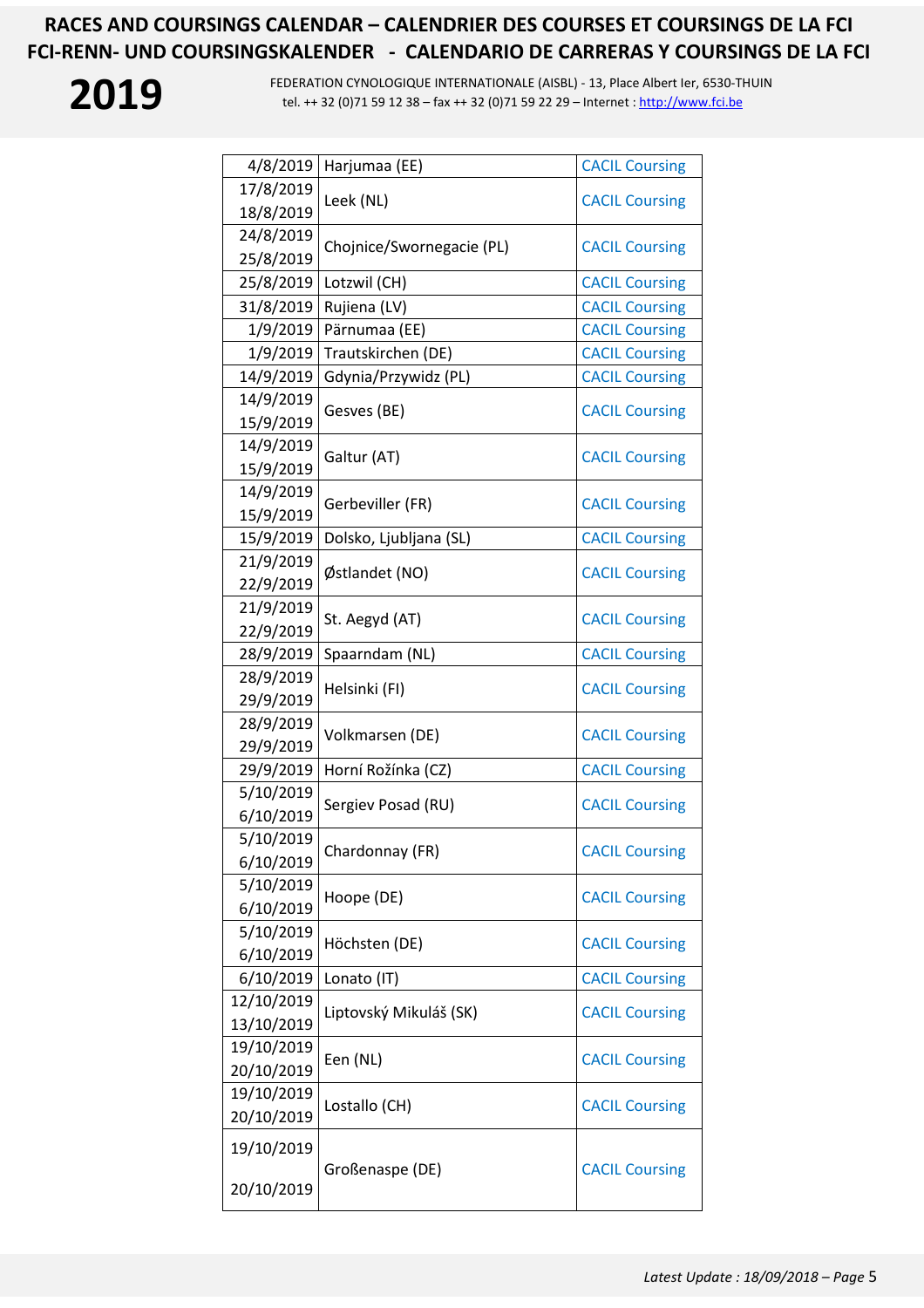| | | |
|---|---|---|
| 4/8/2019 | Harjumaa (EE) | CACIL Coursing |
| 17/8/2019<br>18/8/2019 | Leek (NL) | CACIL Coursing |
| 24/8/2019<br>25/8/2019 | Chojnice/Swornegacie (PL) | CACIL Coursing |
| 25/8/2019 | Lotzwil (CH) | CACIL Coursing |
| 31/8/2019 | Rujiena (LV) | CACIL Coursing |
| 1/9/2019 | Pärnumaa (EE) | CACIL Coursing |
| 1/9/2019 | Trautskirchen (DE) | CACIL Coursing |
| 14/9/2019 | Gdynia/Przywidz (PL) | CACIL Coursing |
| 14/9/2019<br>15/9/2019 | Gesves (BE) | CACIL Coursing |
| 14/9/2019<br>15/9/2019 | Galtur (AT) | CACIL Coursing |
| 14/9/2019<br>15/9/2019 | Gerbeviller (FR) | CACIL Coursing |
| 15/9/2019 | Dolsko, Ljubljana (SL) | CACIL Coursing |
| 21/9/2019<br>22/9/2019 | Østlandet (NO) | CACIL Coursing |
| 21/9/2019<br>22/9/2019 | St. Aegyd (AT) | CACIL Coursing |
| 28/9/2019 | Spaarndam (NL) | CACIL Coursing |
| 28/9/2019<br>29/9/2019 | Helsinki (FI) | CACIL Coursing |
| 28/9/2019<br>29/9/2019 | Volkmarsen (DE) | CACIL Coursing |
| 29/9/2019 | Horní Rožínka (CZ) | CACIL Coursing |
| 5/10/2019<br>6/10/2019 | Sergiev Posad (RU) | CACIL Coursing |
| 5/10/2019<br>6/10/2019 | Chardonnay (FR) | CACIL Coursing |
| 5/10/2019<br>6/10/2019 | Hoope (DE) | CACIL Coursing |
| 5/10/2019<br>6/10/2019 | Höchsten (DE) | CACIL Coursing |
| 6/10/2019 | Lonato (IT) | CACIL Coursing |
| 12/10/2019<br>13/10/2019 | Liptovský Mikuláš (SK) | CACIL Coursing |
| 19/10/2019<br>20/10/2019 | Een (NL) | CACIL Coursing |
| 19/10/2019<br>20/10/2019 | Lostallo (CH) | CACIL Coursing |
| 19/10/2019<br>20/10/2019 | Großenaspe (DE) | CACIL Coursing |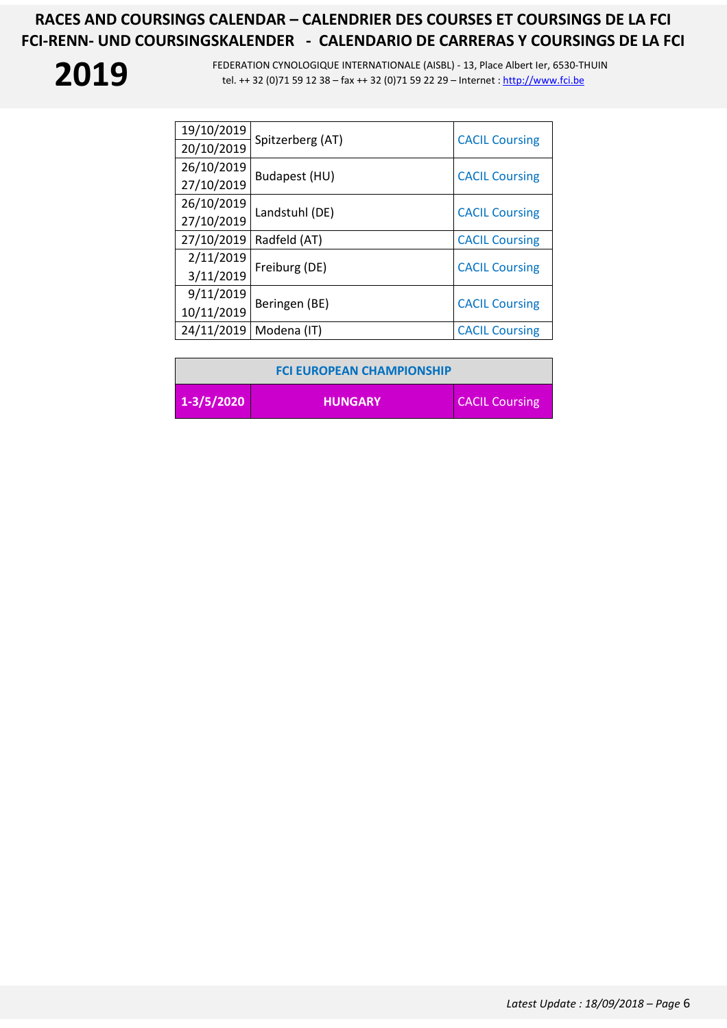| | | |
|---|---|---|
| 19/10/2019<br>20/10/2019 | Spitzerberg (AT) | CACIL Coursing |
| 26/10/2019<br>27/10/2019 | Budapest (HU) | CACIL Coursing |
| 26/10/2019<br>27/10/2019 | Landstuhl (DE) | CACIL Coursing |
| 27/10/2019 | Radfeld (AT) | CACIL Coursing |
| 2/11/2019<br>3/11/2019 | Freiburg (DE) | CACIL Coursing |
| 9/11/2019<br>10/11/2019 | Beringen (BE) | CACIL Coursing |
| 24/11/2019 | Modena (IT) | CACIL Coursing |

| FCI EUROPEAN CHAMPIONSHIP | | |
|---|---|---|
| **1-3/5/2020** | **HUNGARY** | CACIL Coursing |

*Latest Update : 18/09/2018*